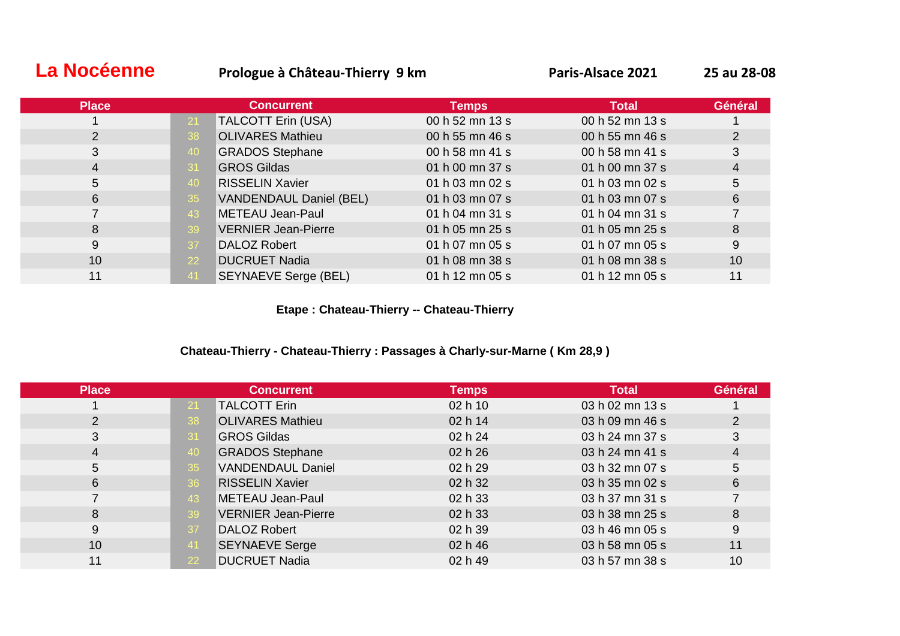# La Nocéenne

**Prologue à Château-Thierry 9 km** **Paris-Alsace 2021** **25 au 28-08**

| Place | | Concurrent | Temps | Total | Général |
|---|---|---|---|---|---|
| 1 | 21 | TALCOTT Erin (USA) | 00 h 52 mn 13 s | 00 h 52 mn 13 s | 1 |
| 2 | 38 | OLIVARES Mathieu | 00 h 55 mn 46 s | 00 h 55 mn 46 s | 2 |
| 3 | 40 | GRADOS Stephane | 00 h 58 mn 41 s | 00 h 58 mn 41 s | 3 |
| 4 | 31 | GROS Gildas | 01 h 00 mn 37 s | 01 h 00 mn 37 s | 4 |
| 5 | 40 | RISSELIN Xavier | 01 h 03 mn 02 s | 01 h 03 mn 02 s | 5 |
| 6 | 35 | VANDENDAUL Daniel (BEL) | 01 h 03 mn 07 s | 01 h 03 mn 07 s | 6 |
| 7 | 43 | METEAU Jean-Paul | 01 h 04 mn 31 s | 01 h 04 mn 31 s | 7 |
| 8 | 39 | VERNIER Jean-Pierre | 01 h 05 mn 25 s | 01 h 05 mn 25 s | 8 |
| 9 | 37 | DALOZ Robert | 01 h 07 mn 05 s | 01 h 07 mn 05 s | 9 |
| 10 | 22 | DUCRUET Nadia | 01 h 08 mn 38 s | 01 h 08 mn 38 s | 10 |
| 11 | 41 | SEYNAEVE Serge (BEL) | 01 h 12 mn 05 s | 01 h 12 mn 05 s | 11 |

**Etape : Chateau-Thierry -- Chateau-Thierry**

**Chateau-Thierry - Chateau-Thierry : Passages à Charly-sur-Marne ( Km 28,9 )**

| Place | | Concurrent | Temps | Total | Général |
|---|---|---|---|---|---|
| 1 | 21 | TALCOTT Erin | 02 h 10 | 03 h 02 mn 13 s | 1 |
| 2 | 38 | OLIVARES Mathieu | 02 h 14 | 03 h 09 mn 46 s | 2 |
| 3 | 31 | GROS Gildas | 02 h 24 | 03 h 24 mn 37 s | 3 |
| 4 | 40 | GRADOS Stephane | 02 h 26 | 03 h 24 mn 41 s | 4 |
| 5 | 35 | VANDENDAUL Daniel | 02 h 29 | 03 h 32 mn 07 s | 5 |
| 6 | 36 | RISSELIN Xavier | 02 h 32 | 03 h 35 mn 02 s | 6 |
| 7 | 43 | METEAU Jean-Paul | 02 h 33 | 03 h 37 mn 31 s | 7 |
| 8 | 39 | VERNIER Jean-Pierre | 02 h 33 | 03 h 38 mn 25 s | 8 |
| 9 | 37 | DALOZ Robert | 02 h 39 | 03 h 46 mn 05 s | 9 |
| 10 | 41 | SEYNAEVE Serge | 02 h 46 | 03 h 58 mn 05 s | 11 |
| 11 | 22 | DUCRUET Nadia | 02 h 49 | 03 h 57 mn 38 s | 10 |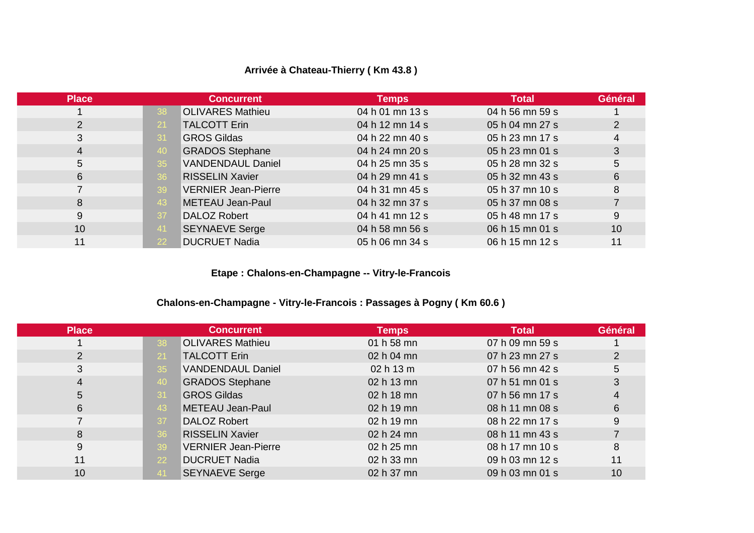**Arrivée à Chateau-Thierry ( Km 43.8 )**

| Place | | Concurrent | Temps | Total | Général |
|---|---|---|---|---|---|
| 1 | 38 | OLIVARES Mathieu | 04 h 01 mn 13 s | 04 h 56 mn 59 s | 1 |
| 2 | 21 | TALCOTT Erin | 04 h 12 mn 14 s | 05 h 04 mn 27 s | 2 |
| 3 | 31 | GROS Gildas | 04 h 22 mn 40 s | 05 h 23 mn 17 s | 4 |
| 4 | 40 | GRADOS Stephane | 04 h 24 mn 20 s | 05 h 23 mn 01 s | 3 |
| 5 | 35 | VANDENDAUL Daniel | 04 h 25 mn 35 s | 05 h 28 mn 32 s | 5 |
| 6 | 36 | RISSELIN Xavier | 04 h 29 mn 41 s | 05 h 32 mn 43 s | 6 |
| 7 | 39 | VERNIER Jean-Pierre | 04 h 31 mn 45 s | 05 h 37 mn 10 s | 8 |
| 8 | 43 | METEAU Jean-Paul | 04 h 32 mn 37 s | 05 h 37 mn 08 s | 7 |
| 9 | 37 | DALOZ Robert | 04 h 41 mn 12 s | 05 h 48 mn 17 s | 9 |
| 10 | 41 | SEYNAEVE Serge | 04 h 58 mn 56 s | 06 h 15 mn 01 s | 10 |
| 11 | 22 | DUCRUET Nadia | 05 h 06 mn 34 s | 06 h 15 mn 12 s | 11 |

**Etape : Chalons-en-Champagne -- Vitry-le-Francois**

**Chalons-en-Champagne - Vitry-le-Francois : Passages à Pogny ( Km 60.6 )**

| Place | | Concurrent | Temps | Total | Général |
|---|---|---|---|---|---|
| 1 | 38 | OLIVARES Mathieu | 01 h 58 mn | 07 h 09 mn 59 s | 1 |
| 2 | 21 | TALCOTT Erin | 02 h 04 mn | 07 h 23 mn 27 s | 2 |
| 3 | 35 | VANDENDAUL Daniel | 02 h 13 m | 07 h 56 mn 42 s | 5 |
| 4 | 40 | GRADOS Stephane | 02 h 13 mn | 07 h 51 mn 01 s | 3 |
| 5 | 31 | GROS Gildas | 02 h 18 mn | 07 h 56 mn 17 s | 4 |
| 6 | 43 | METEAU Jean-Paul | 02 h 19 mn | 08 h 11 mn 08 s | 6 |
| 7 | 37 | DALOZ Robert | 02 h 19 mn | 08 h 22 mn 17 s | 9 |
| 8 | 36 | RISSELIN Xavier | 02 h 24 mn | 08 h 11 mn 43 s | 7 |
| 9 | 39 | VERNIER Jean-Pierre | 02 h 25 mn | 08 h 17 mn 10 s | 8 |
| 11 | 22 | DUCRUET Nadia | 02 h 33 mn | 09 h 03 mn 12 s | 11 |
| 10 | 41 | SEYNAEVE Serge | 02 h 37 mn | 09 h 03 mn 01 s | 10 |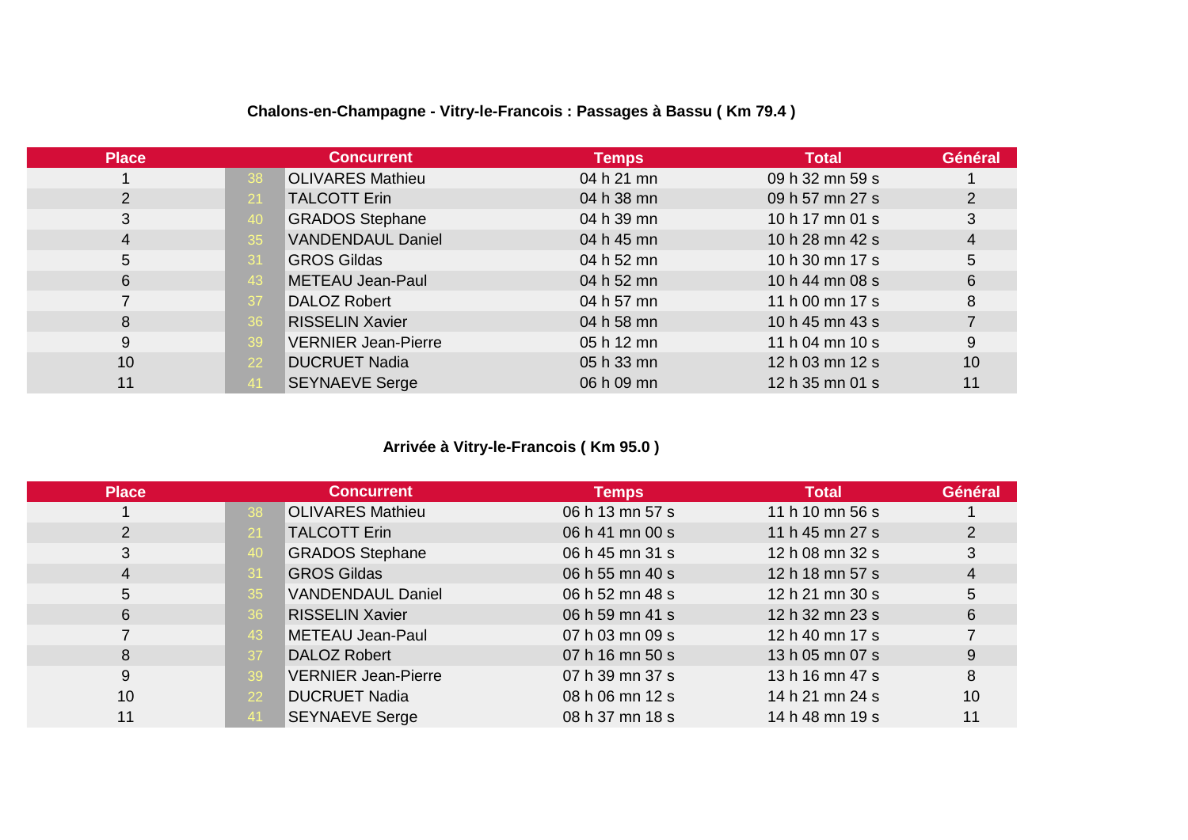### Chalons-en-Champagne - Vitry-le-Francois : Passages à Bassu ( Km 79.4 )

| Place | Concurrent | | Temps | Total | Général |
|---|---|---|---|---|---|
| 1 | 38 | OLIVARES Mathieu | 04 h 21 mn | 09 h 32 mn 59 s | 1 |
| 2 | 21 | TALCOTT Erin | 04 h 38 mn | 09 h 57 mn 27 s | 2 |
| 3 | 40 | GRADOS Stephane | 04 h 39 mn | 10 h 17 mn 01 s | 3 |
| 4 | 35 | VANDENDAUL Daniel | 04 h 45 mn | 10 h 28 mn 42 s | 4 |
| 5 | 31 | GROS Gildas | 04 h 52 mn | 10 h 30 mn 17 s | 5 |
| 6 | 43 | METEAU Jean-Paul | 04 h 52 mn | 10 h 44 mn 08 s | 6 |
| 7 | 37 | DALOZ Robert | 04 h 57 mn | 11 h 00 mn 17 s | 8 |
| 8 | 36 | RISSELIN Xavier | 04 h 58 mn | 10 h 45 mn 43 s | 7 |
| 9 | 39 | VERNIER Jean-Pierre | 05 h 12 mn | 11 h 04 mn 10 s | 9 |
| 10 | 22 | DUCRUET Nadia | 05 h 33 mn | 12 h 03 mn 12 s | 10 |
| 11 | 41 | SEYNAEVE Serge | 06 h 09 mn | 12 h 35 mn 01 s | 11 |

### Arrivée à Vitry-le-Francois ( Km 95.0 )

| Place | Concurrent | | Temps | Total | Général |
|---|---|---|---|---|---|
| 1 | 38 | OLIVARES Mathieu | 06 h 13 mn 57 s | 11 h 10 mn 56 s | 1 |
| 2 | 21 | TALCOTT Erin | 06 h 41 mn 00 s | 11 h 45 mn 27 s | 2 |
| 3 | 40 | GRADOS Stephane | 06 h 45 mn 31 s | 12 h 08 mn 32 s | 3 |
| 4 | 31 | GROS Gildas | 06 h 55 mn 40 s | 12 h 18 mn 57 s | 4 |
| 5 | 35 | VANDENDAUL Daniel | 06 h 52 mn 48 s | 12 h 21 mn 30 s | 5 |
| 6 | 36 | RISSELIN Xavier | 06 h 59 mn 41 s | 12 h 32 mn 23 s | 6 |
| 7 | 43 | METEAU Jean-Paul | 07 h 03 mn 09 s | 12 h 40 mn 17 s | 7 |
| 8 | 37 | DALOZ Robert | 07 h 16 mn 50 s | 13 h 05 mn 07 s | 9 |
| 9 | 39 | VERNIER Jean-Pierre | 07 h 39 mn 37 s | 13 h 16 mn 47 s | 8 |
| 10 | 22 | DUCRUET Nadia | 08 h 06 mn 12 s | 14 h 21 mn 24 s | 10 |
| 11 | 41 | SEYNAEVE Serge | 08 h 37 mn 18 s | 14 h 48 mn 19 s | 11 |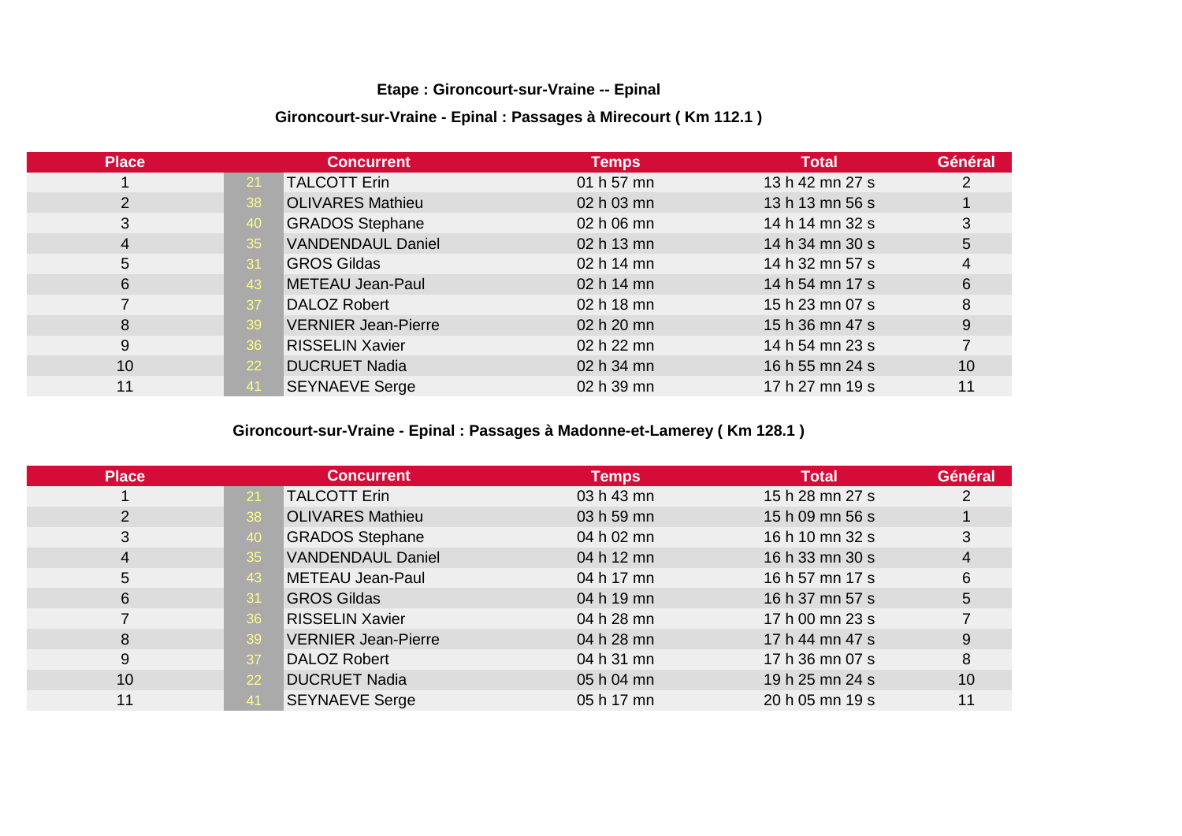### Etape : Gironcourt-sur-Vraine -- Epinal

### Gironcourt-sur-Vraine - Epinal : Passages à Mirecourt ( Km 112.1 )

| Place | Concurrent | | Temps | Total | Général |
|---|---|---|---|---|---|
| 1 | 21 | TALCOTT Erin | 01 h 57 mn | 13 h 42 mn 27 s | 2 |
| 2 | 38 | OLIVARES Mathieu | 02 h 03 mn | 13 h 13 mn 56 s | 1 |
| 3 | 40 | GRADOS Stephane | 02 h 06 mn | 14 h 14 mn 32 s | 3 |
| 4 | 35 | VANDENDAUL Daniel | 02 h 13 mn | 14 h 34 mn 30 s | 5 |
| 5 | 31 | GROS Gildas | 02 h 14 mn | 14 h 32 mn 57 s | 4 |
| 6 | 43 | METEAU Jean-Paul | 02 h 14 mn | 14 h 54 mn 17 s | 6 |
| 7 | 37 | DALOZ Robert | 02 h 18 mn | 15 h 23 mn 07 s | 8 |
| 8 | 39 | VERNIER Jean-Pierre | 02 h 20 mn | 15 h 36 mn 47 s | 9 |
| 9 | 36 | RISSELIN Xavier | 02 h 22 mn | 14 h 54 mn 23 s | 7 |
| 10 | 22 | DUCRUET Nadia | 02 h 34 mn | 16 h 55 mn 24 s | 10 |
| 11 | 41 | SEYNAEVE Serge | 02 h 39 mn | 17 h 27 mn 19 s | 11 |

### Gironcourt-sur-Vraine - Epinal : Passages à Madonne-et-Lamerey ( Km 128.1 )

| Place | Concurrent | | Temps | Total | Général |
|---|---|---|---|---|---|
| 1 | 21 | TALCOTT Erin | 03 h 43 mn | 15 h 28 mn 27 s | 2 |
| 2 | 38 | OLIVARES Mathieu | 03 h 59 mn | 15 h 09 mn 56 s | 1 |
| 3 | 40 | GRADOS Stephane | 04 h 02 mn | 16 h 10 mn 32 s | 3 |
| 4 | 35 | VANDENDAUL Daniel | 04 h 12 mn | 16 h 33 mn 30 s | 4 |
| 5 | 43 | METEAU Jean-Paul | 04 h 17 mn | 16 h 57 mn 17 s | 6 |
| 6 | 31 | GROS Gildas | 04 h 19 mn | 16 h 37 mn 57 s | 5 |
| 7 | 36 | RISSELIN Xavier | 04 h 28 mn | 17 h 00 mn 23 s | 7 |
| 8 | 39 | VERNIER Jean-Pierre | 04 h 28 mn | 17 h 44 mn 47 s | 9 |
| 9 | 37 | DALOZ Robert | 04 h 31 mn | 17 h 36 mn 07 s | 8 |
| 10 | 22 | DUCRUET Nadia | 05 h 04 mn | 19 h 25 mn 24 s | 10 |
| 11 | 41 | SEYNAEVE Serge | 05 h 17 mn | 20 h 05 mn 19 s | 11 |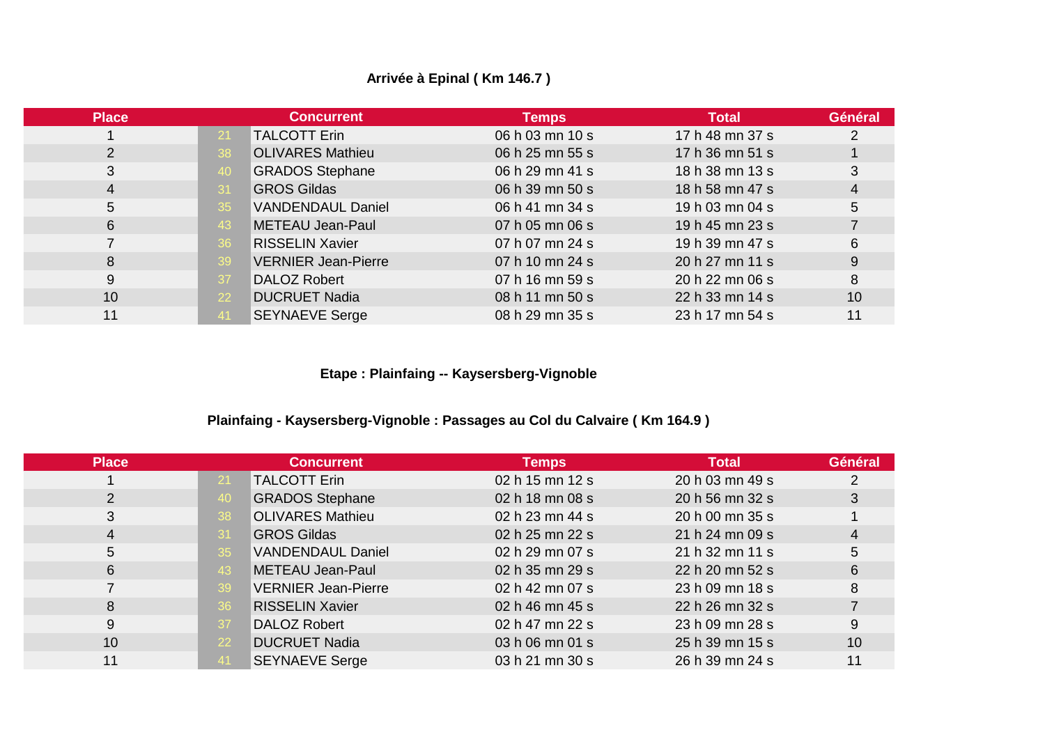### Arrivée à Epinal ( Km 146.7 )

| Place | Concurrent | | Temps | Total | Général |
|---|---|---|---|---|---|
| 1 | 21 | TALCOTT Erin | 06 h 03 mn 10 s | 17 h 48 mn 37 s | 2 |
| 2 | 38 | OLIVARES Mathieu | 06 h 25 mn 55 s | 17 h 36 mn 51 s | 1 |
| 3 | 40 | GRADOS Stephane | 06 h 29 mn 41 s | 18 h 38 mn 13 s | 3 |
| 4 | 31 | GROS Gildas | 06 h 39 mn 50 s | 18 h 58 mn 47 s | 4 |
| 5 | 35 | VANDENDAUL Daniel | 06 h 41 mn 34 s | 19 h 03 mn 04 s | 5 |
| 6 | 43 | METEAU Jean-Paul | 07 h 05 mn 06 s | 19 h 45 mn 23 s | 7 |
| 7 | 36 | RISSELIN Xavier | 07 h 07 mn 24 s | 19 h 39 mn 47 s | 6 |
| 8 | 39 | VERNIER Jean-Pierre | 07 h 10 mn 24 s | 20 h 27 mn 11 s | 9 |
| 9 | 37 | DALOZ Robert | 07 h 16 mn 59 s | 20 h 22 mn 06 s | 8 |
| 10 | 22 | DUCRUET Nadia | 08 h 11 mn 50 s | 22 h 33 mn 14 s | 10 |
| 11 | 41 | SEYNAEVE Serge | 08 h 29 mn 35 s | 23 h 17 mn 54 s | 11 |

### Etape : Plainfaing -- Kaysersberg-Vignoble

### Plainfaing - Kaysersberg-Vignoble : Passages au Col du Calvaire ( Km 164.9 )

| Place | Concurrent | | Temps | Total | Général |
|---|---|---|---|---|---|
| 1 | 21 | TALCOTT Erin | 02 h 15 mn 12 s | 20 h 03 mn 49 s | 2 |
| 2 | 40 | GRADOS Stephane | 02 h 18 mn 08 s | 20 h 56 mn 32 s | 3 |
| 3 | 38 | OLIVARES Mathieu | 02 h 23 mn 44 s | 20 h 00 mn 35 s | 1 |
| 4 | 31 | GROS Gildas | 02 h 25 mn 22 s | 21 h 24 mn 09 s | 4 |
| 5 | 35 | VANDENDAUL Daniel | 02 h 29 mn 07 s | 21 h 32 mn 11 s | 5 |
| 6 | 43 | METEAU Jean-Paul | 02 h 35 mn 29 s | 22 h 20 mn 52 s | 6 |
| 7 | 39 | VERNIER Jean-Pierre | 02 h 42 mn 07 s | 23 h 09 mn 18 s | 8 |
| 8 | 36 | RISSELIN Xavier | 02 h 46 mn 45 s | 22 h 26 mn 32 s | 7 |
| 9 | 37 | DALOZ Robert | 02 h 47 mn 22 s | 23 h 09 mn 28 s | 9 |
| 10 | 22 | DUCRUET Nadia | 03 h 06 mn 01 s | 25 h 39 mn 15 s | 10 |
| 11 | 41 | SEYNAEVE Serge | 03 h 21 mn 30 s | 26 h 39 mn 24 s | 11 |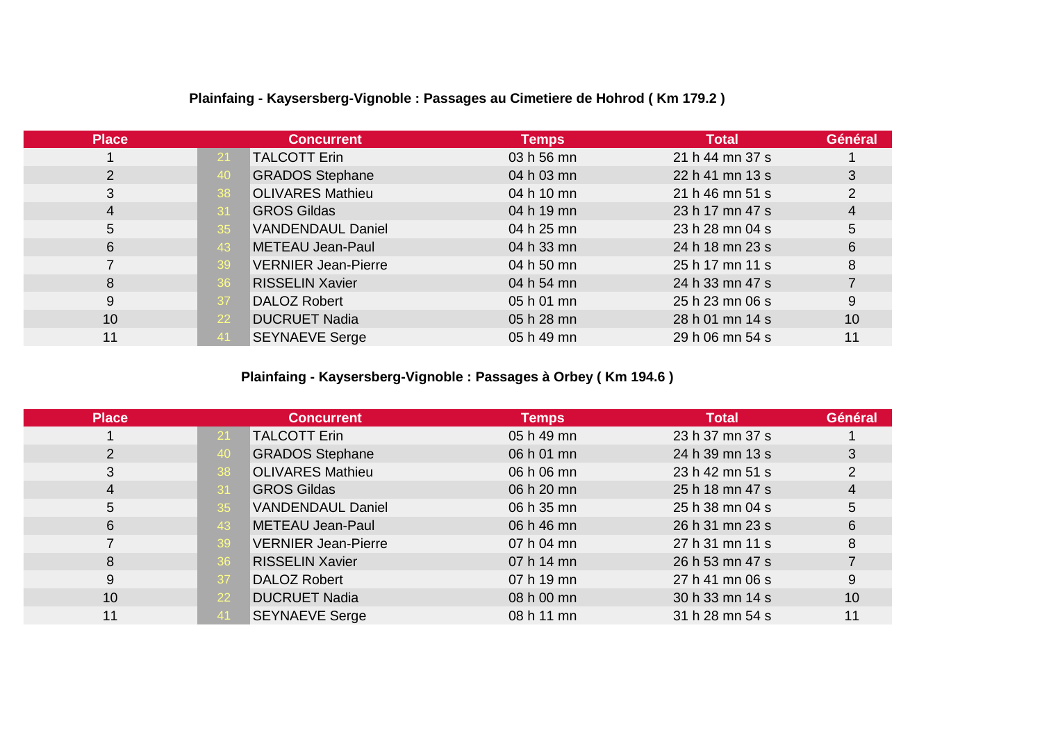### Plainfaing - Kaysersberg-Vignoble : Passages au Cimetiere de Hohrod ( Km 179.2 )

| Place | Concurrent | | Temps | Total | Général |
|---|---|---|---|---|---|
| 1 | 21 | TALCOTT Erin | 03 h 56 mn | 21 h 44 mn 37 s | 1 |
| 2 | 40 | GRADOS Stephane | 04 h 03 mn | 22 h 41 mn 13 s | 3 |
| 3 | 38 | OLIVARES Mathieu | 04 h 10 mn | 21 h 46 mn 51 s | 2 |
| 4 | 31 | GROS Gildas | 04 h 19 mn | 23 h 17 mn 47 s | 4 |
| 5 | 35 | VANDENDAUL Daniel | 04 h 25 mn | 23 h 28 mn 04 s | 5 |
| 6 | 43 | METEAU Jean-Paul | 04 h 33 mn | 24 h 18 mn 23 s | 6 |
| 7 | 39 | VERNIER Jean-Pierre | 04 h 50 mn | 25 h 17 mn 11 s | 8 |
| 8 | 36 | RISSELIN Xavier | 04 h 54 mn | 24 h 33 mn 47 s | 7 |
| 9 | 37 | DALOZ Robert | 05 h 01 mn | 25 h 23 mn 06 s | 9 |
| 10 | 22 | DUCRUET Nadia | 05 h 28 mn | 28 h 01 mn 14 s | 10 |
| 11 | 41 | SEYNAEVE Serge | 05 h 49 mn | 29 h 06 mn 54 s | 11 |

### Plainfaing - Kaysersberg-Vignoble : Passages à Orbey ( Km 194.6 )

| Place | Concurrent | | Temps | Total | Général |
|---|---|---|---|---|---|
| 1 | 21 | TALCOTT Erin | 05 h 49 mn | 23 h 37 mn 37 s | 1 |
| 2 | 40 | GRADOS Stephane | 06 h 01 mn | 24 h 39 mn 13 s | 3 |
| 3 | 38 | OLIVARES Mathieu | 06 h 06 mn | 23 h 42 mn 51 s | 2 |
| 4 | 31 | GROS Gildas | 06 h 20 mn | 25 h 18 mn 47 s | 4 |
| 5 | 35 | VANDENDAUL Daniel | 06 h 35 mn | 25 h 38 mn 04 s | 5 |
| 6 | 43 | METEAU Jean-Paul | 06 h 46 mn | 26 h 31 mn 23 s | 6 |
| 7 | 39 | VERNIER Jean-Pierre | 07 h 04 mn | 27 h 31 mn 11 s | 8 |
| 8 | 36 | RISSELIN Xavier | 07 h 14 mn | 26 h 53 mn 47 s | 7 |
| 9 | 37 | DALOZ Robert | 07 h 19 mn | 27 h 41 mn 06 s | 9 |
| 10 | 22 | DUCRUET Nadia | 08 h 00 mn | 30 h 33 mn 14 s | 10 |
| 11 | 41 | SEYNAEVE Serge | 08 h 11 mn | 31 h 28 mn 54 s | 11 |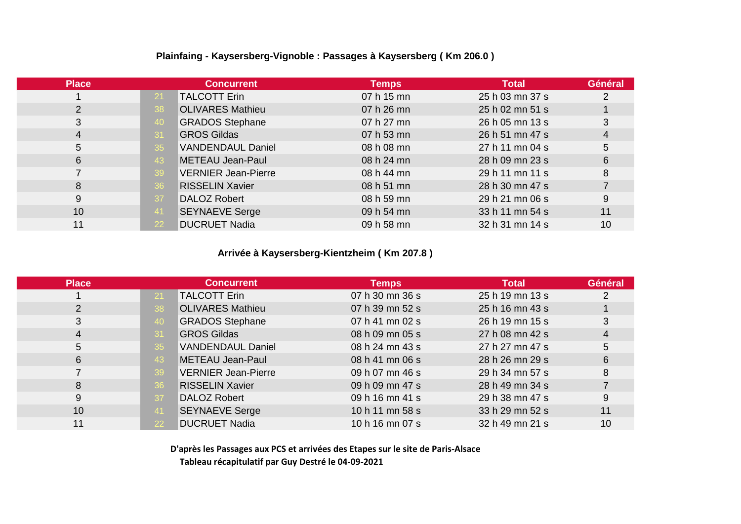## Plainfaing - Kaysersberg-Vignoble : Passages à Kaysersberg ( Km 206.0 )

| Place | Concurrent | | Temps | Total | Général |
|---|---|---|---|---|---|
| 1 | 21 | TALCOTT Erin | 07 h 15 mn | 25 h 03 mn 37 s | 2 |
| 2 | 38 | OLIVARES Mathieu | 07 h 26 mn | 25 h 02 mn 51 s | 1 |
| 3 | 40 | GRADOS Stephane | 07 h 27 mn | 26 h 05 mn 13 s | 3 |
| 4 | 31 | GROS Gildas | 07 h 53 mn | 26 h 51 mn 47 s | 4 |
| 5 | 35 | VANDENDAUL Daniel | 08 h 08 mn | 27 h 11 mn 04 s | 5 |
| 6 | 43 | METEAU Jean-Paul | 08 h 24 mn | 28 h 09 mn 23 s | 6 |
| 7 | 39 | VERNIER Jean-Pierre | 08 h 44 mn | 29 h 11 mn 11 s | 8 |
| 8 | 36 | RISSELIN Xavier | 08 h 51 mn | 28 h 30 mn 47 s | 7 |
| 9 | 37 | DALOZ Robert | 08 h 59 mn | 29 h 21 mn 06 s | 9 |
| 10 | 41 | SEYNAEVE Serge | 09 h 54 mn | 33 h 11 mn 54 s | 11 |
| 11 | 22 | DUCRUET Nadia | 09 h 58 mn | 32 h 31 mn 14 s | 10 |

## Arrivée à Kaysersberg-Kientzheim ( Km 207.8 )

| Place | Concurrent | | Temps | Total | Général |
|---|---|---|---|---|---|
| 1 | 21 | TALCOTT Erin | 07 h 30 mn 36 s | 25 h 19 mn 13 s | 2 |
| 2 | 38 | OLIVARES Mathieu | 07 h 39 mn 52 s | 25 h 16 mn 43 s | 1 |
| 3 | 40 | GRADOS Stephane | 07 h 41 mn 02 s | 26 h 19 mn 15 s | 3 |
| 4 | 31 | GROS Gildas | 08 h 09 mn 05 s | 27 h 08 mn 42 s | 4 |
| 5 | 35 | VANDENDAUL Daniel | 08 h 24 mn 43 s | 27 h 27 mn 47 s | 5 |
| 6 | 43 | METEAU Jean-Paul | 08 h 41 mn 06 s | 28 h 26 mn 29 s | 6 |
| 7 | 39 | VERNIER Jean-Pierre | 09 h 07 mn 46 s | 29 h 34 mn 57 s | 8 |
| 8 | 36 | RISSELIN Xavier | 09 h 09 mn 47 s | 28 h 49 mn 34 s | 7 |
| 9 | 37 | DALOZ Robert | 09 h 16 mn 41 s | 29 h 38 mn 47 s | 9 |
| 10 | 41 | SEYNAEVE Serge | 10 h 11 mn 58 s | 33 h 29 mn 52 s | 11 |
| 11 | 22 | DUCRUET Nadia | 10 h 16 mn 07 s | 32 h 49 mn 21 s | 10 |

**D'après les Passages aux PCS et arrivées des Etapes sur le site de Paris-Alsace**
**Tableau récapitulatif par Guy Destré le 04-09-2021**